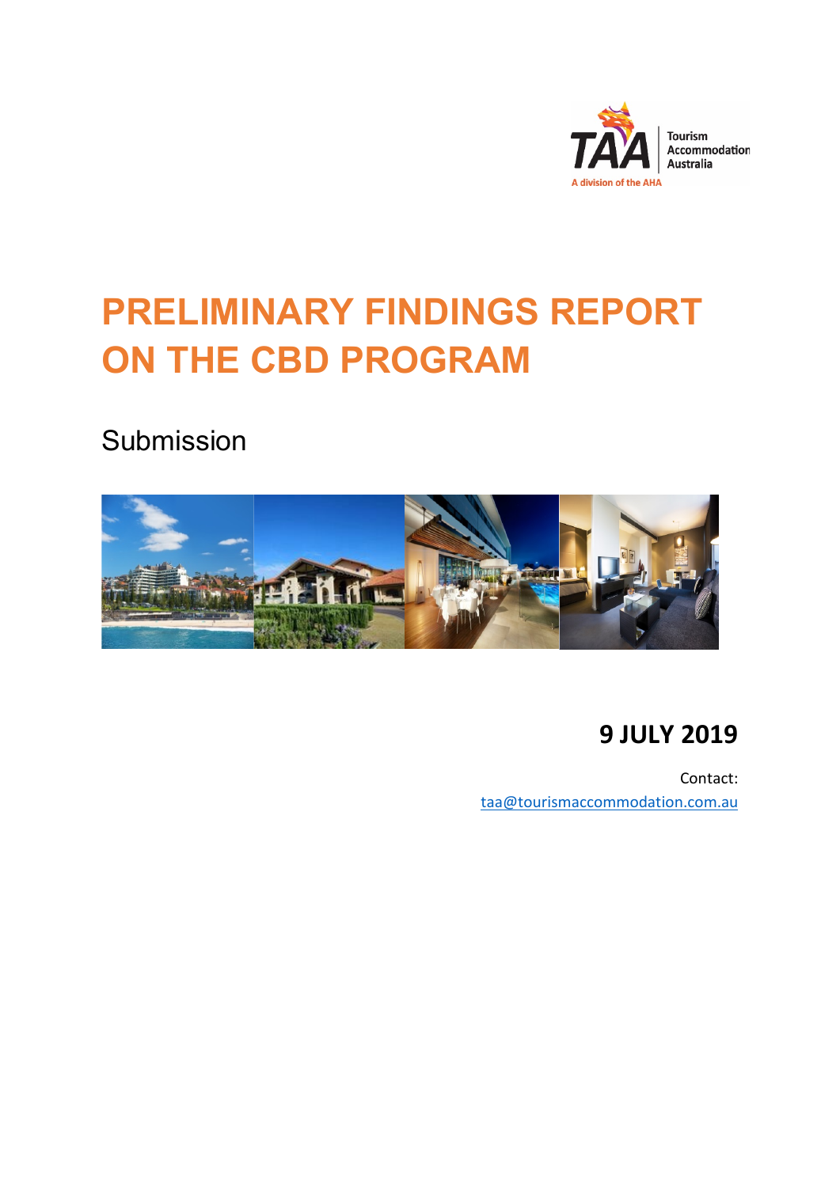Tourism Accommodation Australia

A division of the AHA

# PRELIMINARY FINDINGS REPORT ON THE CBD PROGRAM

## Submission

**9 JULY 2019**

Contact:
taa@tourismaccommodation.com.au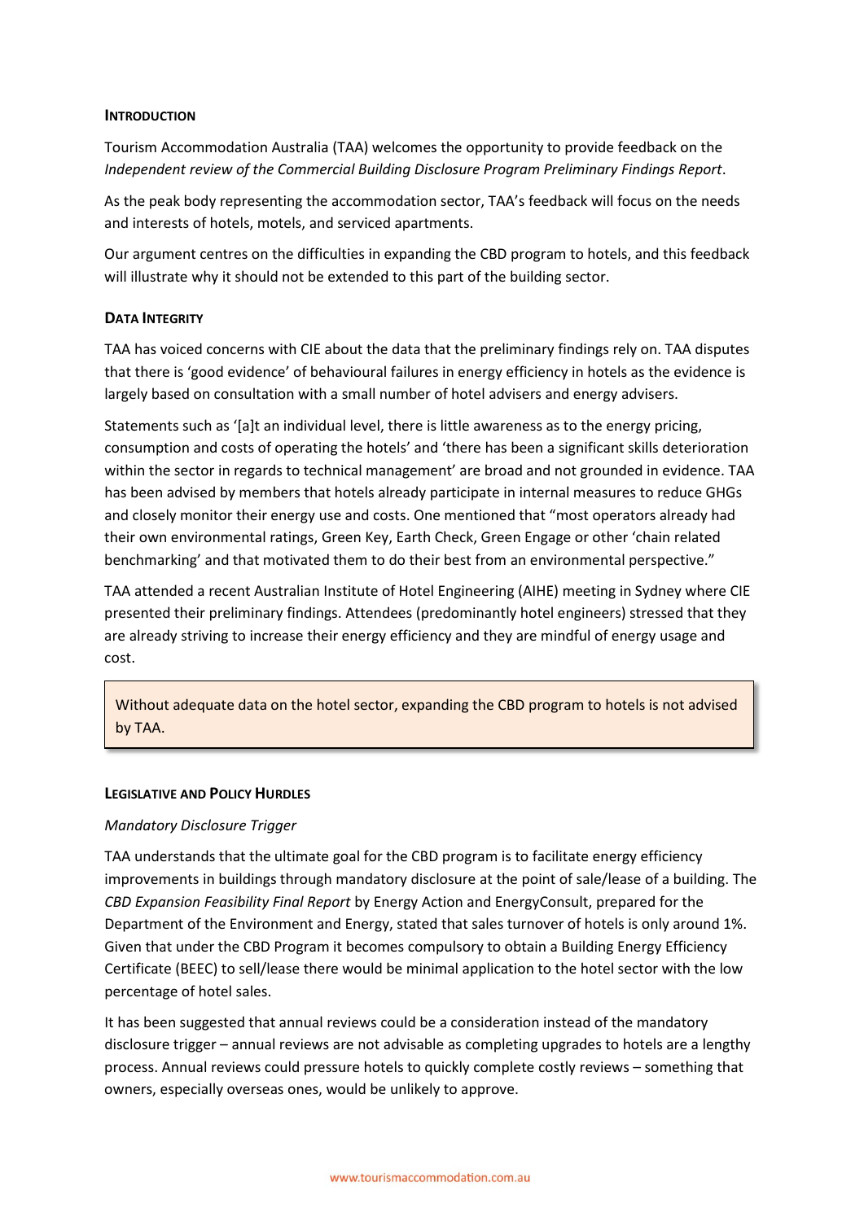## INTRODUCTION

Tourism Accommodation Australia (TAA) welcomes the opportunity to provide feedback on the *Independent review of the Commercial Building Disclosure Program Preliminary Findings Report*.

As the peak body representing the accommodation sector, TAA's feedback will focus on the needs and interests of hotels, motels, and serviced apartments.

Our argument centres on the difficulties in expanding the CBD program to hotels, and this feedback will illustrate why it should not be extended to this part of the building sector.

## DATA INTEGRITY

TAA has voiced concerns with CIE about the data that the preliminary findings rely on. TAA disputes that there is 'good evidence' of behavioural failures in energy efficiency in hotels as the evidence is largely based on consultation with a small number of hotel advisers and energy advisers.

Statements such as '[a]t an individual level, there is little awareness as to the energy pricing, consumption and costs of operating the hotels' and 'there has been a significant skills deterioration within the sector in regards to technical management' are broad and not grounded in evidence. TAA has been advised by members that hotels already participate in internal measures to reduce GHGs and closely monitor their energy use and costs. One mentioned that "most operators already had their own environmental ratings, Green Key, Earth Check, Green Engage or other 'chain related benchmarking' and that motivated them to do their best from an environmental perspective."

TAA attended a recent Australian Institute of Hotel Engineering (AIHE) meeting in Sydney where CIE presented their preliminary findings. Attendees (predominantly hotel engineers) stressed that they are already striving to increase their energy efficiency and they are mindful of energy usage and cost.

> Without adequate data on the hotel sector, expanding the CBD program to hotels is not advised by TAA.

## LEGISLATIVE AND POLICY HURDLES

### *Mandatory Disclosure Trigger*

TAA understands that the ultimate goal for the CBD program is to facilitate energy efficiency improvements in buildings through mandatory disclosure at the point of sale/lease of a building. The *CBD Expansion Feasibility Final Report* by Energy Action and EnergyConsult, prepared for the Department of the Environment and Energy, stated that sales turnover of hotels is only around 1%. Given that under the CBD Program it becomes compulsory to obtain a Building Energy Efficiency Certificate (BEEC) to sell/lease there would be minimal application to the hotel sector with the low percentage of hotel sales.

It has been suggested that annual reviews could be a consideration instead of the mandatory disclosure trigger – annual reviews are not advisable as completing upgrades to hotels are a lengthy process. Annual reviews could pressure hotels to quickly complete costly reviews – something that owners, especially overseas ones, would be unlikely to approve.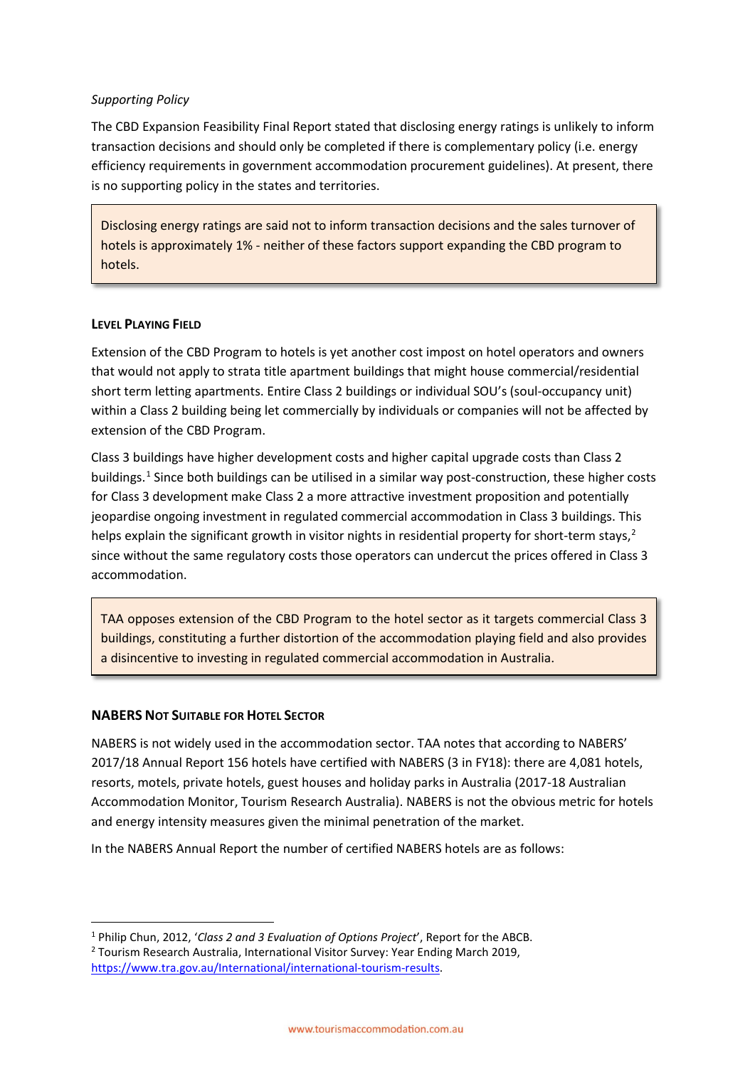*Supporting Policy*

The CBD Expansion Feasibility Final Report stated that disclosing energy ratings is unlikely to inform transaction decisions and should only be completed if there is complementary policy (i.e. energy efficiency requirements in government accommodation procurement guidelines). At present, there is no supporting policy in the states and territories.

> Disclosing energy ratings are said not to inform transaction decisions and the sales turnover of hotels is approximately 1% - neither of these factors support expanding the CBD program to hotels.

## Level Playing Field

Extension of the CBD Program to hotels is yet another cost impost on hotel operators and owners that would not apply to strata title apartment buildings that might house commercial/residential short term letting apartments. Entire Class 2 buildings or individual SOU's (soul-occupancy unit) within a Class 2 building being let commercially by individuals or companies will not be affected by extension of the CBD Program.

Class 3 buildings have higher development costs and higher capital upgrade costs than Class 2 buildings.[1] Since both buildings can be utilised in a similar way post-construction, these higher costs for Class 3 development make Class 2 a more attractive investment proposition and potentially jeopardise ongoing investment in regulated commercial accommodation in Class 3 buildings. This helps explain the significant growth in visitor nights in residential property for short-term stays,[2] since without the same regulatory costs those operators can undercut the prices offered in Class 3 accommodation.

> TAA opposes extension of the CBD Program to the hotel sector as it targets commercial Class 3 buildings, constituting a further distortion of the accommodation playing field and also provides a disincentive to investing in regulated commercial accommodation in Australia.

## NABERS Not Suitable for Hotel Sector

NABERS is not widely used in the accommodation sector. TAA notes that according to NABERS' 2017/18 Annual Report 156 hotels have certified with NABERS (3 in FY18): there are 4,081 hotels, resorts, motels, private hotels, guest houses and holiday parks in Australia (2017-18 Australian Accommodation Monitor, Tourism Research Australia). NABERS is not the obvious metric for hotels and energy intensity measures given the minimal penetration of the market.

In the NABERS Annual Report the number of certified NABERS hotels are as follows:

---

[1] Philip Chun, 2012, '*Class 2 and 3 Evaluation of Options Project*', Report for the ABCB.

[2] Tourism Research Australia, International Visitor Survey: Year Ending March 2019, https://www.tra.gov.au/International/international-tourism-results.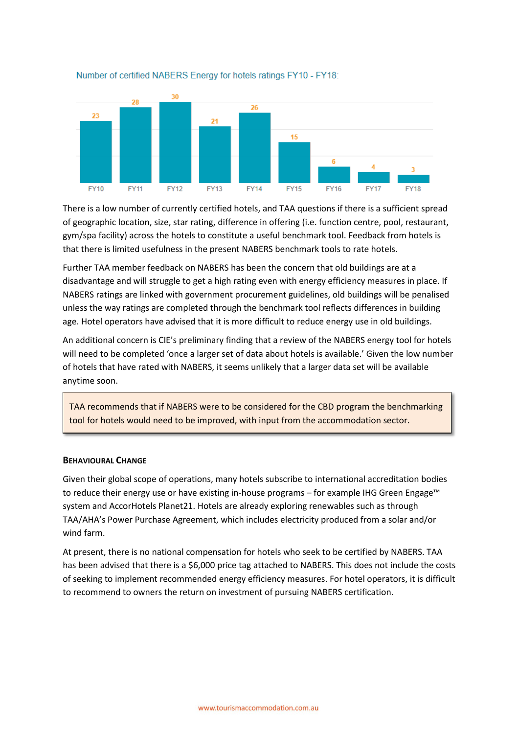Number of certified NABERS Energy for hotels ratings FY10 - FY18:

| FY10 | FY11 | FY12 | FY13 | FY14 | FY15 | FY16 | FY17 | FY18 |
|---|---|---|---|---|---|---|---|---|
| 23 | 28 | 30 | 21 | 26 | 15 | 6 | 4 | 3 |

There is a low number of currently certified hotels, and TAA questions if there is a sufficient spread of geographic location, size, star rating, difference in offering (i.e. function centre, pool, restaurant, gym/spa facility) across the hotels to constitute a useful benchmark tool. Feedback from hotels is that there is limited usefulness in the present NABERS benchmark tools to rate hotels.

Further TAA member feedback on NABERS has been the concern that old buildings are at a disadvantage and will struggle to get a high rating even with energy efficiency measures in place. If NABERS ratings are linked with government procurement guidelines, old buildings will be penalised unless the way ratings are completed through the benchmark tool reflects differences in building age. Hotel operators have advised that it is more difficult to reduce energy use in old buildings.

An additional concern is CIE's preliminary finding that a review of the NABERS energy tool for hotels will need to be completed 'once a larger set of data about hotels is available.' Given the low number of hotels that have rated with NABERS, it seems unlikely that a larger data set will be available anytime soon.

> TAA recommends that if NABERS were to be considered for the CBD program the benchmarking tool for hotels would need to be improved, with input from the accommodation sector.

### Behavioural Change

Given their global scope of operations, many hotels subscribe to international accreditation bodies to reduce their energy use or have existing in-house programs – for example IHG Green Engage™ system and AccorHotels Planet21. Hotels are already exploring renewables such as through TAA/AHA's Power Purchase Agreement, which includes electricity produced from a solar and/or wind farm.

At present, there is no national compensation for hotels who seek to be certified by NABERS. TAA has been advised that there is a $6,000 price tag attached to NABERS. This does not include the costs of seeking to implement recommended energy efficiency measures. For hotel operators, it is difficult to recommend to owners the return on investment of pursuing NABERS certification.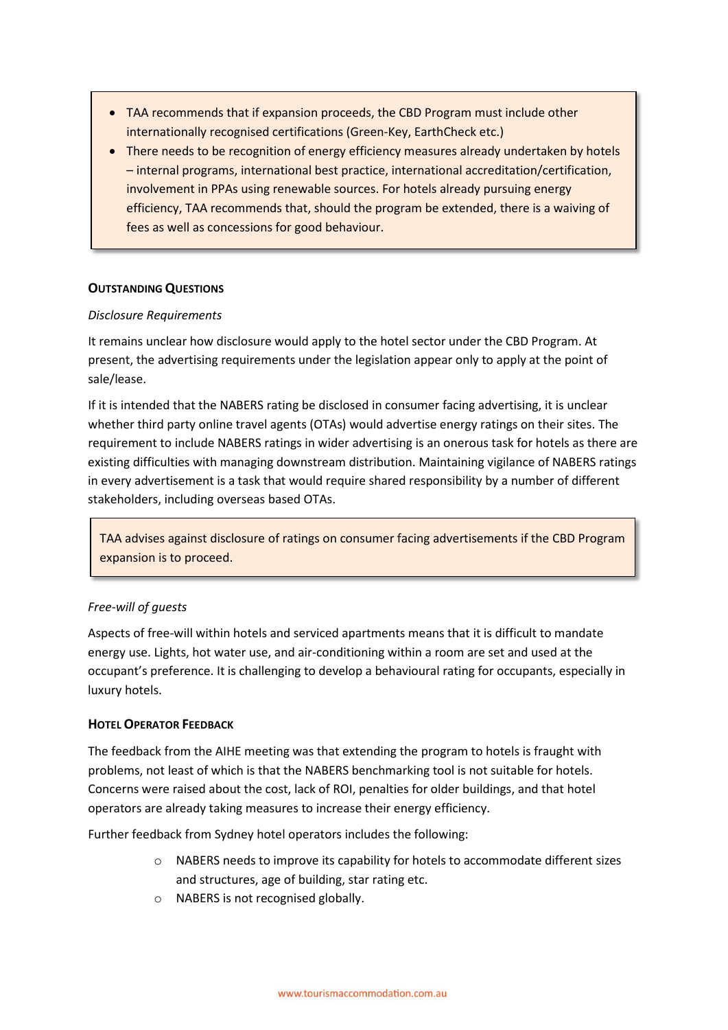- TAA recommends that if expansion proceeds, the CBD Program must include other internationally recognised certifications (Green-Key, EarthCheck etc.)
- There needs to be recognition of energy efficiency measures already undertaken by hotels – internal programs, international best practice, international accreditation/certification, involvement in PPAs using renewable sources. For hotels already pursuing energy efficiency, TAA recommends that, should the program be extended, there is a waiving of fees as well as concessions for good behaviour.

### Outstanding Questions

*Disclosure Requirements*

It remains unclear how disclosure would apply to the hotel sector under the CBD Program. At present, the advertising requirements under the legislation appear only to apply at the point of sale/lease.

If it is intended that the NABERS rating be disclosed in consumer facing advertising, it is unclear whether third party online travel agents (OTAs) would advertise energy ratings on their sites. The requirement to include NABERS ratings in wider advertising is an onerous task for hotels as there are existing difficulties with managing downstream distribution. Maintaining vigilance of NABERS ratings in every advertisement is a task that would require shared responsibility by a number of different stakeholders, including overseas based OTAs.

TAA advises against disclosure of ratings on consumer facing advertisements if the CBD Program expansion is to proceed.

*Free-will of guests*

Aspects of free-will within hotels and serviced apartments means that it is difficult to mandate energy use. Lights, hot water use, and air-conditioning within a room are set and used at the occupant's preference. It is challenging to develop a behavioural rating for occupants, especially in luxury hotels.

### Hotel Operator Feedback

The feedback from the AIHE meeting was that extending the program to hotels is fraught with problems, not least of which is that the NABERS benchmarking tool is not suitable for hotels. Concerns were raised about the cost, lack of ROI, penalties for older buildings, and that hotel operators are already taking measures to increase their energy efficiency.

Further feedback from Sydney hotel operators includes the following:

- NABERS needs to improve its capability for hotels to accommodate different sizes and structures, age of building, star rating etc.
- NABERS is not recognised globally.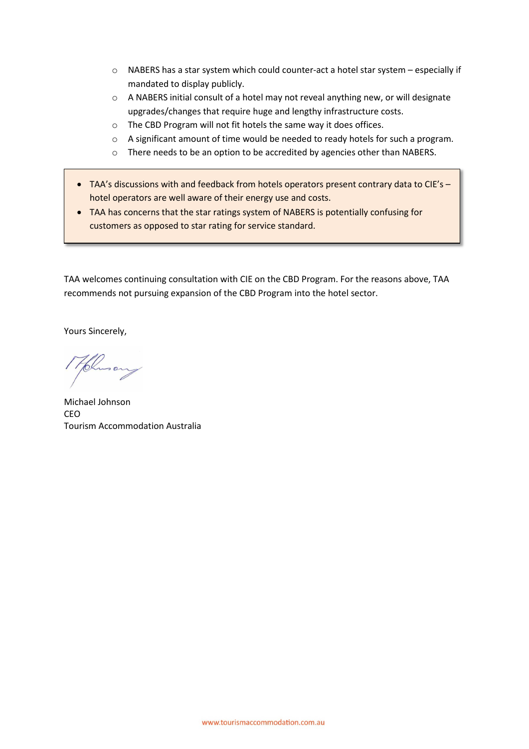- NABERS has a star system which could counter-act a hotel star system – especially if mandated to display publicly.
  - A NABERS initial consult of a hotel may not reveal anything new, or will designate upgrades/changes that require huge and lengthy infrastructure costs.
  - The CBD Program will not fit hotels the same way it does offices.
  - A significant amount of time would be needed to ready hotels for such a program.
  - There needs to be an option to be accredited by agencies other than NABERS.

- TAA's discussions with and feedback from hotels operators present contrary data to CIE's – hotel operators are well aware of their energy use and costs.
- TAA has concerns that the star ratings system of NABERS is potentially confusing for customers as opposed to star rating for service standard.

TAA welcomes continuing consultation with CIE on the CBD Program. For the reasons above, TAA recommends not pursuing expansion of the CBD Program into the hotel sector.

Yours Sincerely,

Michael Johnson
CEO
Tourism Accommodation Australia